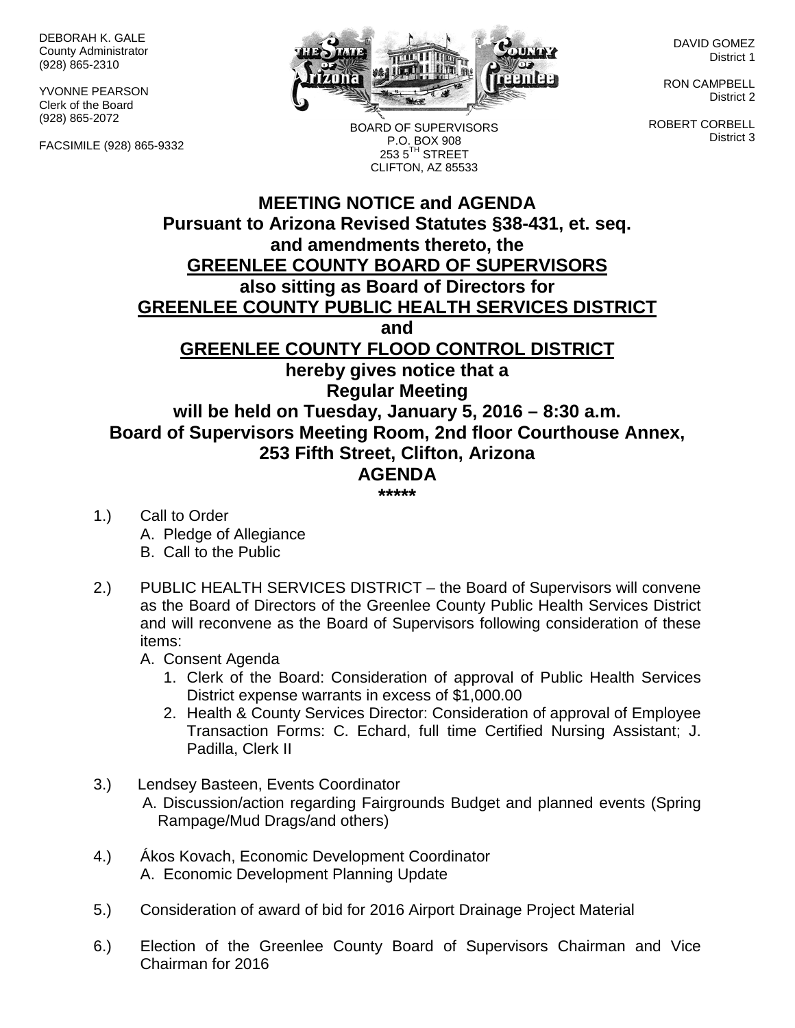DEBORAH K. GALE
County Administrator
(928) 865-2310

YVONNE PEARSON
Clerk of the Board
(928) 865-2072

FACSIMILE (928) 865-9332

BOARD OF SUPERVISORS
P.O. BOX 908
253 5TH STREET
CLIFTON, AZ 85533

DAVID GOMEZ
District 1

RON CAMPBELL
District 2

ROBERT CORBELL
District 3

# MEETING NOTICE and AGENDA

**Pursuant to Arizona Revised Statutes §38-431, et. seq. and amendments thereto, the**

**GREENLEE COUNTY BOARD OF SUPERVISORS**

**also sitting as Board of Directors for**

**GREENLEE COUNTY PUBLIC HEALTH SERVICES DISTRICT**

**and**

**GREENLEE COUNTY FLOOD CONTROL DISTRICT**

**hereby gives notice that a**

**Regular Meeting**

**will be held on Tuesday, January 5, 2016 – 8:30 a.m.**

**Board of Supervisors Meeting Room, 2nd floor Courthouse Annex, 253 Fifth Street, Clifton, Arizona**

## AGENDA

**\*\*\*\*\***

1.) Call to Order
   A. Pledge of Allegiance
   B. Call to the Public

2.) PUBLIC HEALTH SERVICES DISTRICT – the Board of Supervisors will convene as the Board of Directors of the Greenlee County Public Health Services District and will reconvene as the Board of Supervisors following consideration of these items:
   A. Consent Agenda
      1. Clerk of the Board: Consideration of approval of Public Health Services District expense warrants in excess of $1,000.00
      2. Health & County Services Director: Consideration of approval of Employee Transaction Forms: C. Echard, full time Certified Nursing Assistant; J. Padilla, Clerk II

3.) Lendsey Basteen, Events Coordinator
   A. Discussion/action regarding Fairgrounds Budget and planned events (Spring Rampage/Mud Drags/and others)

4.) Ákos Kovach, Economic Development Coordinator
   A. Economic Development Planning Update

5.) Consideration of award of bid for 2016 Airport Drainage Project Material

6.) Election of the Greenlee County Board of Supervisors Chairman and Vice Chairman for 2016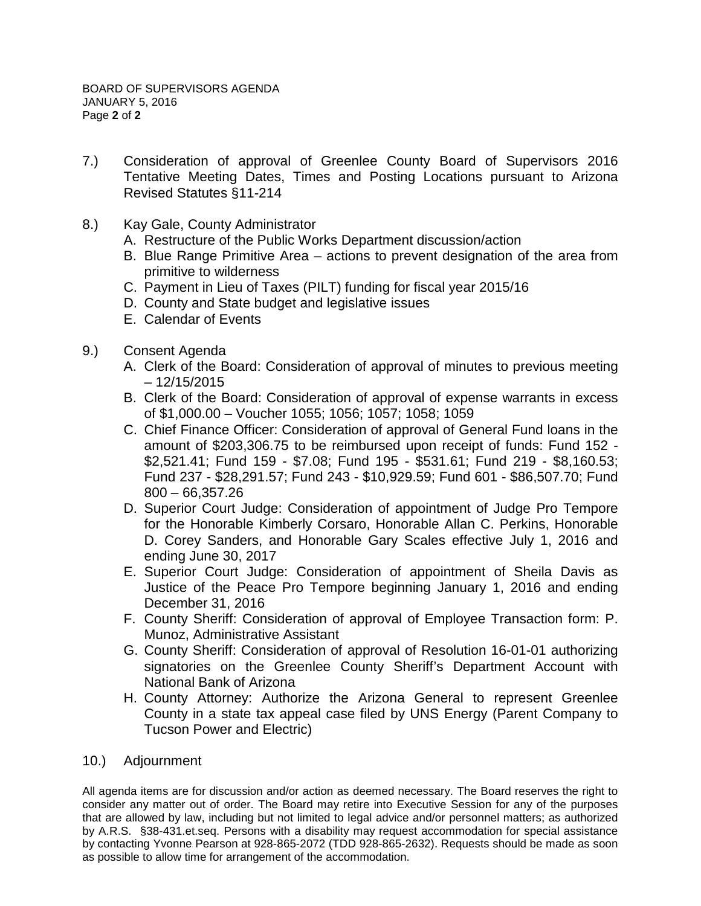7.) Consideration of approval of Greenlee County Board of Supervisors 2016 Tentative Meeting Dates, Times and Posting Locations pursuant to Arizona Revised Statutes §11-214

8.) Kay Gale, County Administrator
   A. Restructure of the Public Works Department discussion/action
   B. Blue Range Primitive Area – actions to prevent designation of the area from primitive to wilderness
   C. Payment in Lieu of Taxes (PILT) funding for fiscal year 2015/16
   D. County and State budget and legislative issues
   E. Calendar of Events

9.) Consent Agenda
   A. Clerk of the Board: Consideration of approval of minutes to previous meeting – 12/15/2015
   B. Clerk of the Board: Consideration of approval of expense warrants in excess of $1,000.00 – Voucher 1055; 1056; 1057; 1058; 1059
   C. Chief Finance Officer: Consideration of approval of General Fund loans in the amount of $203,306.75 to be reimbursed upon receipt of funds: Fund 152 - $2,521.41; Fund 159 - $7.08; Fund 195 - $531.61; Fund 219 - $8,160.53; Fund 237 - $28,291.57; Fund 243 - $10,929.59; Fund 601 - $86,507.70; Fund 800 – 66,357.26
   D. Superior Court Judge: Consideration of appointment of Judge Pro Tempore for the Honorable Kimberly Corsaro, Honorable Allan C. Perkins, Honorable D. Corey Sanders, and Honorable Gary Scales effective July 1, 2016 and ending June 30, 2017
   E. Superior Court Judge: Consideration of appointment of Sheila Davis as Justice of the Peace Pro Tempore beginning January 1, 2016 and ending December 31, 2016
   F. County Sheriff: Consideration of approval of Employee Transaction form: P. Munoz, Administrative Assistant
   G. County Sheriff: Consideration of approval of Resolution 16-01-01 authorizing signatories on the Greenlee County Sheriff's Department Account with National Bank of Arizona
   H. County Attorney: Authorize the Arizona General to represent Greenlee County in a state tax appeal case filed by UNS Energy (Parent Company to Tucson Power and Electric)

10.) Adjournment

All agenda items are for discussion and/or action as deemed necessary. The Board reserves the right to consider any matter out of order. The Board may retire into Executive Session for any of the purposes that are allowed by law, including but not limited to legal advice and/or personnel matters; as authorized by A.R.S. §38-431.et.seq. Persons with a disability may request accommodation for special assistance by contacting Yvonne Pearson at 928-865-2072 (TDD 928-865-2632). Requests should be made as soon as possible to allow time for arrangement of the accommodation.